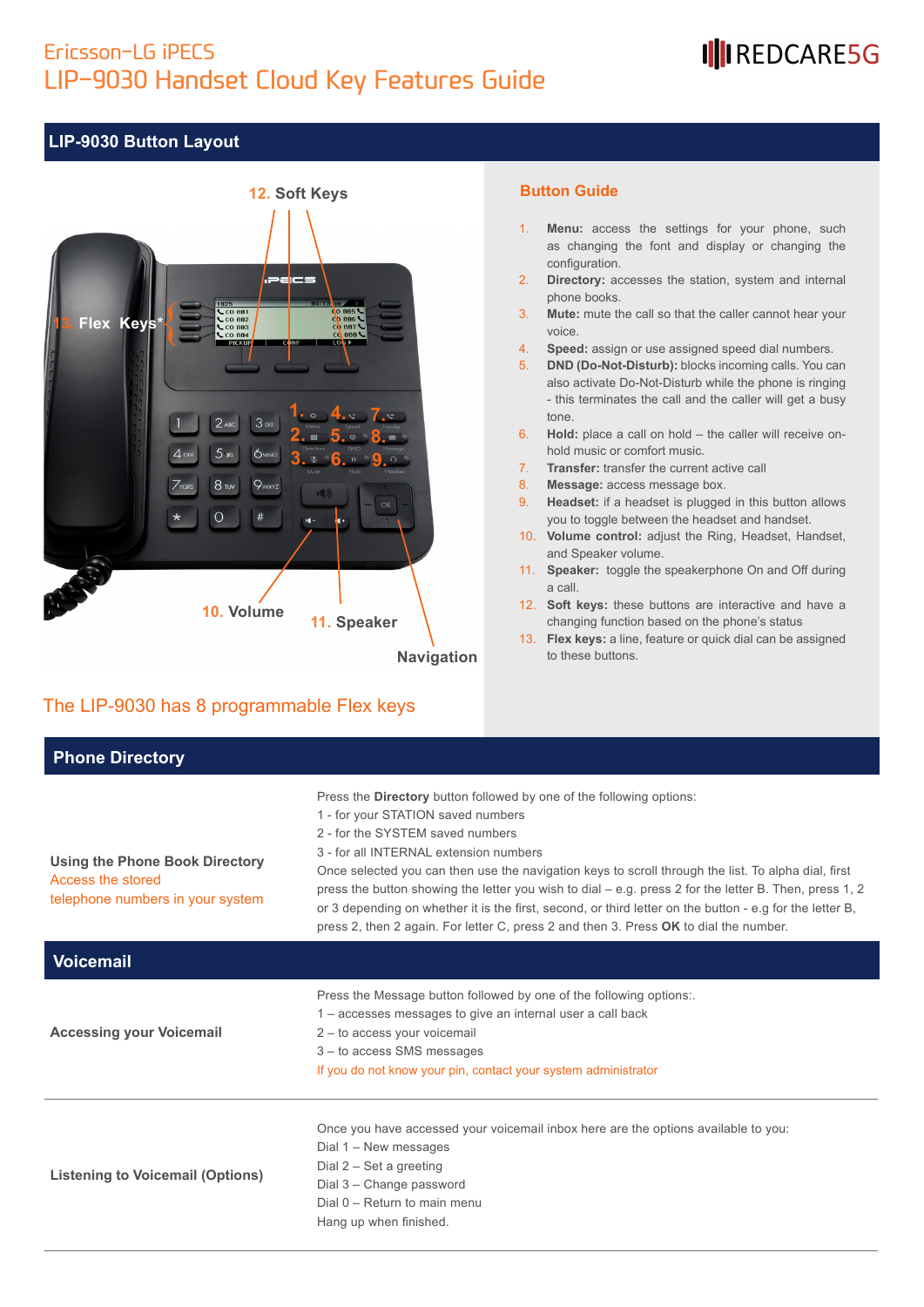# Ericsson-LG iPECS
# LIP-9030 Handset Cloud Key Features Guide

REDCARE5G

## LIP-9030 Button Layout

12. Soft Keys

13. Flex Keys*

10. Volume

11. Speaker

Navigation

The LIP-9030 has 8 programmable Flex keys

### Button Guide

1. **Menu:** access the settings for your phone, such as changing the font and display or changing the configuration.
2. **Directory:** accesses the station, system and internal phone books.
3. **Mute:** mute the call so that the caller cannot hear your voice.
4. **Speed:** assign or use assigned speed dial numbers.
5. **DND (Do-Not-Disturb):** blocks incoming calls. You can also activate Do-Not-Disturb while the phone is ringing - this terminates the call and the caller will get a busy tone.
6. **Hold:** place a call on hold – the caller will receive on-hold music or comfort music.
7. **Transfer:** transfer the current active call
8. **Message:** access message box.
9. **Headset:** if a headset is plugged in this button allows you to toggle between the headset and handset.
10. **Volume control:** adjust the Ring, Headset, Handset, and Speaker volume.
11. **Speaker:** toggle the speakerphone On and Off during a call.
12. **Soft keys:** these buttons are interactive and have a changing function based on the phone's status
13. **Flex keys:** a line, feature or quick dial can be assigned to these buttons.

## Phone Directory

**Using the Phone Book Directory**
Access the stored telephone numbers in your system

Press the **Directory** button followed by one of the following options:
1 - for your STATION saved numbers
2 - for the SYSTEM saved numbers
3 - for all INTERNAL extension numbers
Once selected you can then use the navigation keys to scroll through the list. To alpha dial, first press the button showing the letter you wish to dial – e.g. press 2 for the letter B. Then, press 1, 2 or 3 depending on whether it is the first, second, or third letter on the button - e.g for the letter B, press 2, then 2 again. For letter C, press 2 and then 3. Press **OK** to dial the number.

## Voicemail

**Accessing your Voicemail**

Press the Message button followed by one of the following options:.
1 – accesses messages to give an internal user a call back
2 – to access your voicemail
3 – to access SMS messages
If you do not know your pin, contact your system administrator

**Listening to Voicemail (Options)**

Once you have accessed your voicemail inbox here are the options available to you:
Dial 1 – New messages
Dial 2 – Set a greeting
Dial 3 – Change password
Dial 0 – Return to main menu
Hang up when finished.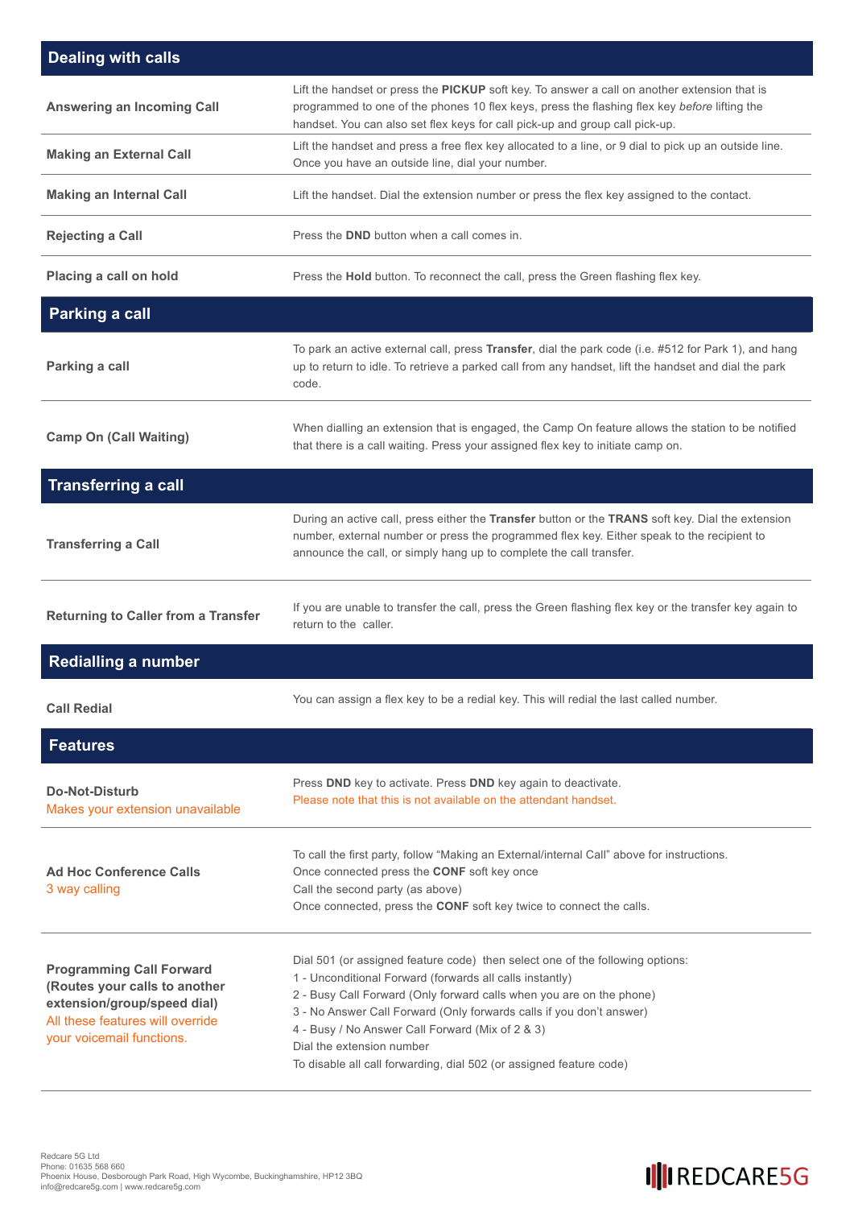## Dealing with calls

| | |
|---|---|
| **Answering an Incoming Call** | Lift the handset or press the **PICKUP** soft key. To answer a call on another extension that is programmed to one of the phones 10 flex keys, press the flashing flex key *before* lifting the handset. You can also set flex keys for call pick-up and group call pick-up. |
| **Making an External Call** | Lift the handset and press a free flex key allocated to a line, or 9 dial to pick up an outside line. Once you have an outside line, dial your number. |
| **Making an Internal Call** | Lift the handset. Dial the extension number or press the flex key assigned to the contact. |
| **Rejecting a Call** | Press the **DND** button when a call comes in. |
| **Placing a call on hold** | Press the **Hold** button. To reconnect the call, press the Green flashing flex key. |

## Parking a call

| | |
|---|---|
| **Parking a call** | To park an active external call, press **Transfer**, dial the park code (i.e. #512 for Park 1), and hang up to return to idle. To retrieve a parked call from any handset, lift the handset and dial the park code. |
| **Camp On (Call Waiting)** | When dialling an extension that is engaged, the Camp On feature allows the station to be notified that there is a call waiting. Press your assigned flex key to initiate camp on. |

## Transferring a call

| | |
|---|---|
| **Transferring a Call** | During an active call, press either the **Transfer** button or the **TRANS** soft key. Dial the extension number, external number or press the programmed flex key. Either speak to the recipient to announce the call, or simply hang up to complete the call transfer. |
| **Returning to Caller from a Transfer** | If you are unable to transfer the call, press the Green flashing flex key or the transfer key again to return to the caller. |

## Redialling a number

| | |
|---|---|
| **Call Redial** | You can assign a flex key to be a redial key. This will redial the last called number. |

## Features

| | |
|---|---|
| **Do-Not-Disturb**<br>Makes your extension unavailable | Press **DND** key to activate. Press **DND** key again to deactivate.<br>Please note that this is not available on the attendant handset. |
| **Ad Hoc Conference Calls**<br>3 way calling | To call the first party, follow "Making an External/internal Call" above for instructions.<br>Once connected press the **CONF** soft key once<br>Call the second party (as above)<br>Once connected, press the **CONF** soft key twice to connect the calls. |
| **Programming Call Forward (Routes your calls to another extension/group/speed dial)**<br>All these features will override your voicemail functions. | Dial 501 (or assigned feature code) then select one of the following options:<br>1 - Unconditional Forward (forwards all calls instantly)<br>2 - Busy Call Forward (Only forward calls when you are on the phone)<br>3 - No Answer Call Forward (Only forwards calls if you don't answer)<br>4 - Busy / No Answer Call Forward (Mix of 2 & 3)<br>Dial the extension number<br>To disable all call forwarding, dial 502 (or assigned feature code) |

Redcare 5G Ltd
Phone: 01635 568 660
Phoenix House, Desborough Park Road, High Wycombe, Buckinghamshire, HP12 3BQ
info@redcare5g.com | www.redcare5g.com

REDCARE5G